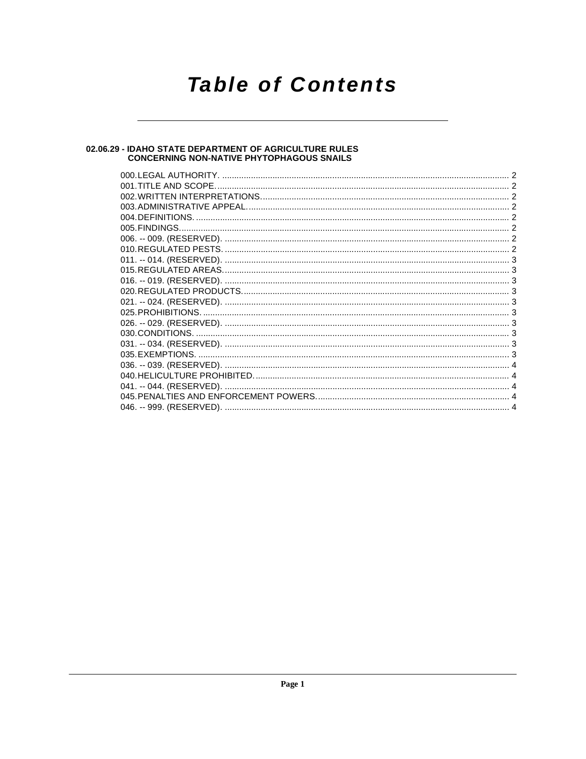# Table of Contents

## 02.06.29 - IDAHO STATE DEPARTMENT OF AGRICULTURE RULES CONCERNING NON-NATIVE PHYTOPHAGOUS SNAILS

000. LEGAL AUTHORITY. ........................................................ 2
001. TITLE AND SCOPE. ........................................................ 2
002. WRITTEN INTERPRETATIONS. ........................................................ 2
003. ADMINISTRATIVE APPEAL. ........................................................ 2
004. DEFINITIONS. ........................................................ 2
005. FINDINGS. ........................................................ 2
006. -- 009. (RESERVED). ........................................................ 2
010. REGULATED PESTS. ........................................................ 2
011. -- 014. (RESERVED). ........................................................ 3
015. REGULATED AREAS. ........................................................ 3
016. -- 019. (RESERVED). ........................................................ 3
020. REGULATED PRODUCTS. ........................................................ 3
021. -- 024. (RESERVED). ........................................................ 3
025. PROHIBITIONS. ........................................................ 3
026. -- 029. (RESERVED). ........................................................ 3
030. CONDITIONS. ........................................................ 3
031. -- 034. (RESERVED). ........................................................ 3
035. EXEMPTIONS. ........................................................ 3
036. -- 039. (RESERVED). ........................................................ 4
040. HELICULTURE PROHIBITED. ........................................................ 4
041. -- 044. (RESERVED). ........................................................ 4
045. PENALTIES AND ENFORCEMENT POWERS. ........................................................ 4
046. -- 999. (RESERVED). ........................................................ 4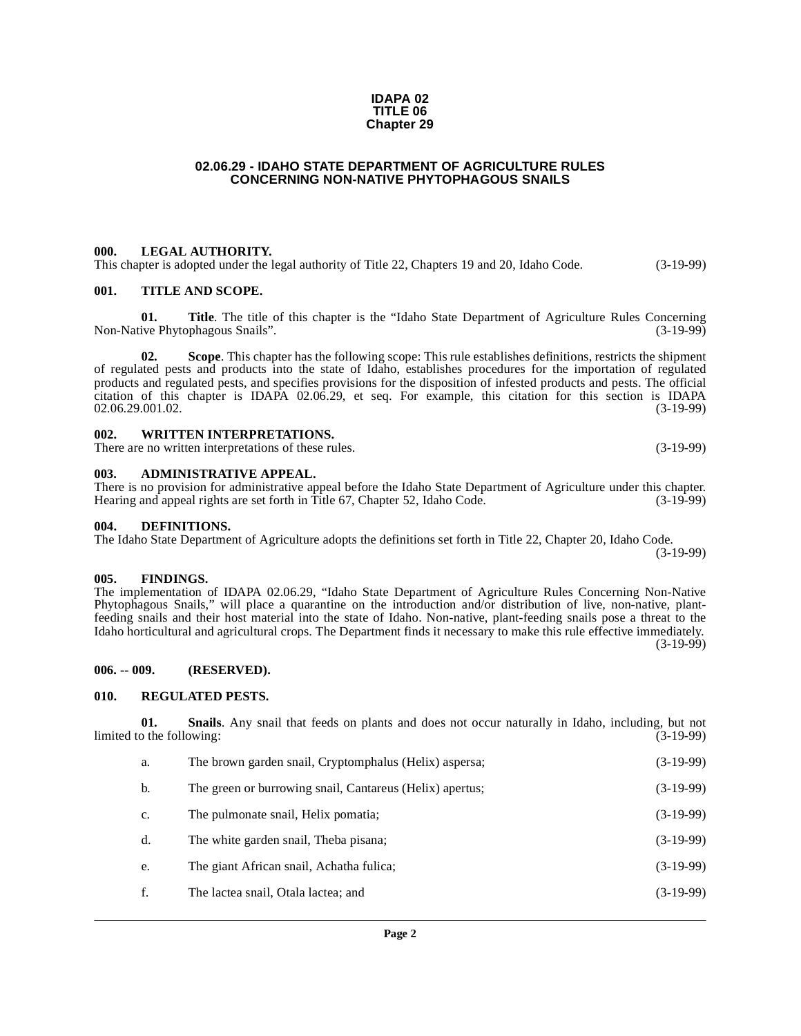**IDAPA 02**
**TITLE 06**
**Chapter 29**

# 02.06.29 - IDAHO STATE DEPARTMENT OF AGRICULTURE RULES CONCERNING NON-NATIVE PHYTOPHAGOUS SNAILS

### 000. LEGAL AUTHORITY.

This chapter is adopted under the legal authority of Title 22, Chapters 19 and 20, Idaho Code. (3-19-99)

### 001. TITLE AND SCOPE.

**01. Title**. The title of this chapter is the "Idaho State Department of Agriculture Rules Concerning Non-Native Phytophagous Snails". (3-19-99)

**02. Scope**. This chapter has the following scope: This rule establishes definitions, restricts the shipment of regulated pests and products into the state of Idaho, establishes procedures for the importation of regulated products and regulated pests, and specifies provisions for the disposition of infested products and pests. The official citation of this chapter is IDAPA 02.06.29, et seq. For example, this citation for this section is IDAPA 02.06.29.001.02. (3-19-99)

### 002. WRITTEN INTERPRETATIONS.

There are no written interpretations of these rules. (3-19-99)

### 003. ADMINISTRATIVE APPEAL.

There is no provision for administrative appeal before the Idaho State Department of Agriculture under this chapter. Hearing and appeal rights are set forth in Title 67, Chapter 52, Idaho Code. (3-19-99)

### 004. DEFINITIONS.

The Idaho State Department of Agriculture adopts the definitions set forth in Title 22, Chapter 20, Idaho Code. (3-19-99)

### 005. FINDINGS.

The implementation of IDAPA 02.06.29, "Idaho State Department of Agriculture Rules Concerning Non-Native Phytophagous Snails," will place a quarantine on the introduction and/or distribution of live, non-native, plant-feeding snails and their host material into the state of Idaho. Non-native, plant-feeding snails pose a threat to the Idaho horticultural and agricultural crops. The Department finds it necessary to make this rule effective immediately. (3-19-99)

### 006. -- 009. (RESERVED).

### 010. REGULATED PESTS.

**01. Snails**. Any snail that feeds on plants and does not occur naturally in Idaho, including, but not limited to the following: (3-19-99)

a. The brown garden snail, Cryptomphalus (Helix) aspersa; (3-19-99)

b. The green or burrowing snail, Cantareus (Helix) apertus; (3-19-99)

c. The pulmonate snail, Helix pomatia; (3-19-99)

d. The white garden snail, Theba pisana; (3-19-99)

e. The giant African snail, Achatha fulica; (3-19-99)

f. The lactea snail, Otala lactea; and (3-19-99)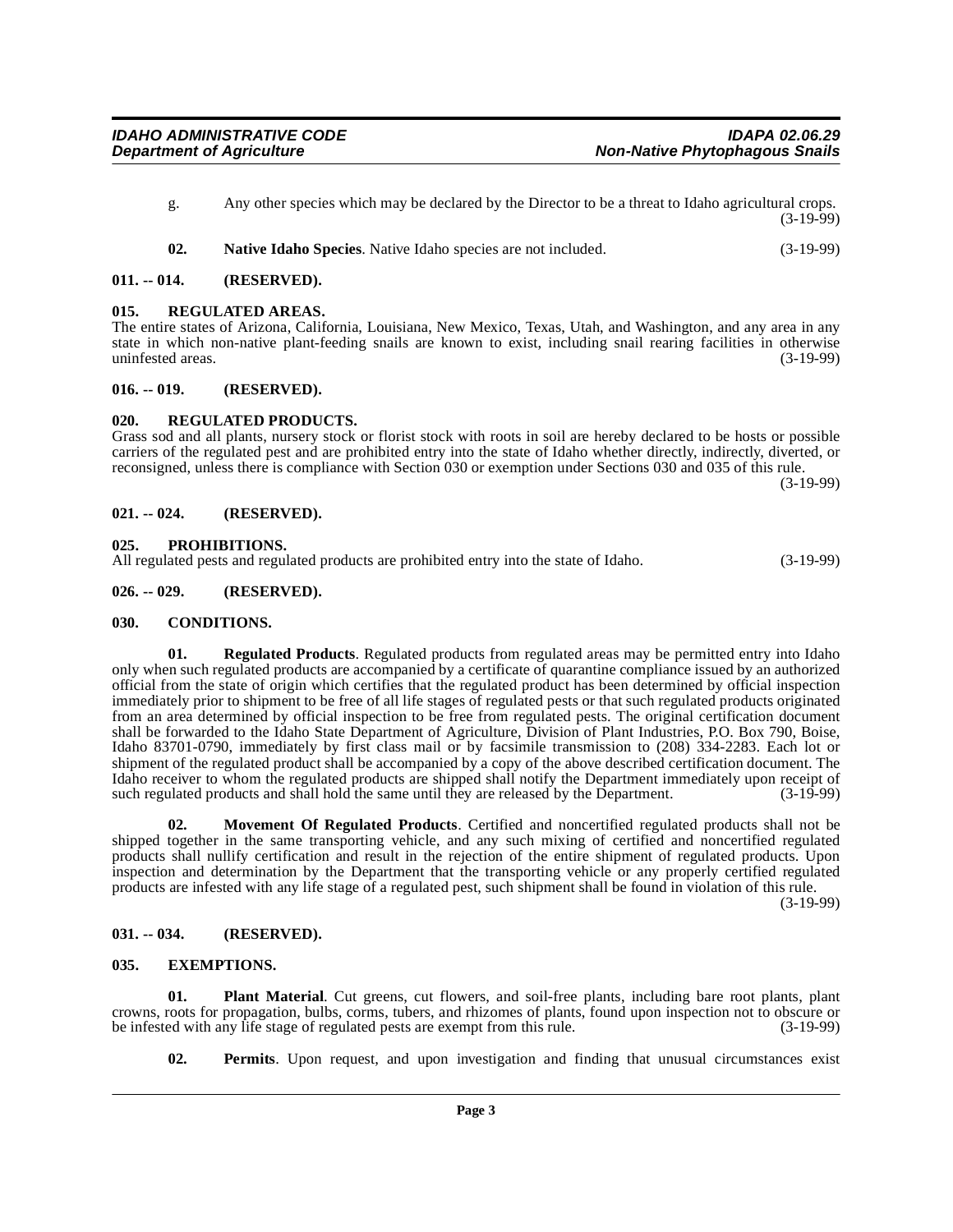g. Any other species which may be declared by the Director to be a threat to Idaho agricultural crops. (3-19-99)

**02. Native Idaho Species**. Native Idaho species are not included. (3-19-99)

## 011. -- 014. (RESERVED).

## 015. REGULATED AREAS.

The entire states of Arizona, California, Louisiana, New Mexico, Texas, Utah, and Washington, and any area in any state in which non-native plant-feeding snails are known to exist, including snail rearing facilities in otherwise uninfested areas. (3-19-99)

## 016. -- 019. (RESERVED).

## 020. REGULATED PRODUCTS.

Grass sod and all plants, nursery stock or florist stock with roots in soil are hereby declared to be hosts or possible carriers of the regulated pest and are prohibited entry into the state of Idaho whether directly, indirectly, diverted, or reconsigned, unless there is compliance with Section 030 or exemption under Sections 030 and 035 of this rule. (3-19-99)

## 021. -- 024. (RESERVED).

## 025. PROHIBITIONS.

All regulated pests and regulated products are prohibited entry into the state of Idaho. (3-19-99)

## 026. -- 029. (RESERVED).

## 030. CONDITIONS.

**01. Regulated Products**. Regulated products from regulated areas may be permitted entry into Idaho only when such regulated products are accompanied by a certificate of quarantine compliance issued by an authorized official from the state of origin which certifies that the regulated product has been determined by official inspection immediately prior to shipment to be free of all life stages of regulated pests or that such regulated products originated from an area determined by official inspection to be free from regulated pests. The original certification document shall be forwarded to the Idaho State Department of Agriculture, Division of Plant Industries, P.O. Box 790, Boise, Idaho 83701-0790, immediately by first class mail or by facsimile transmission to (208) 334-2283. Each lot or shipment of the regulated product shall be accompanied by a copy of the above described certification document. The Idaho receiver to whom the regulated products are shipped shall notify the Department immediately upon receipt of such regulated products and shall hold the same until they are released by the Department. (3-19-99)

**02. Movement Of Regulated Products**. Certified and noncertified regulated products shall not be shipped together in the same transporting vehicle, and any such mixing of certified and noncertified regulated products shall nullify certification and result in the rejection of the entire shipment of regulated products. Upon inspection and determination by the Department that the transporting vehicle or any properly certified regulated products are infested with any life stage of a regulated pest, such shipment shall be found in violation of this rule. (3-19-99)

## 031. -- 034. (RESERVED).

## 035. EXEMPTIONS.

**01. Plant Material**. Cut greens, cut flowers, and soil-free plants, including bare root plants, plant crowns, roots for propagation, bulbs, corms, tubers, and rhizomes of plants, found upon inspection not to obscure or be infested with any life stage of regulated pests are exempt from this rule. (3-19-99)

**02. Permits**. Upon request, and upon investigation and finding that unusual circumstances exist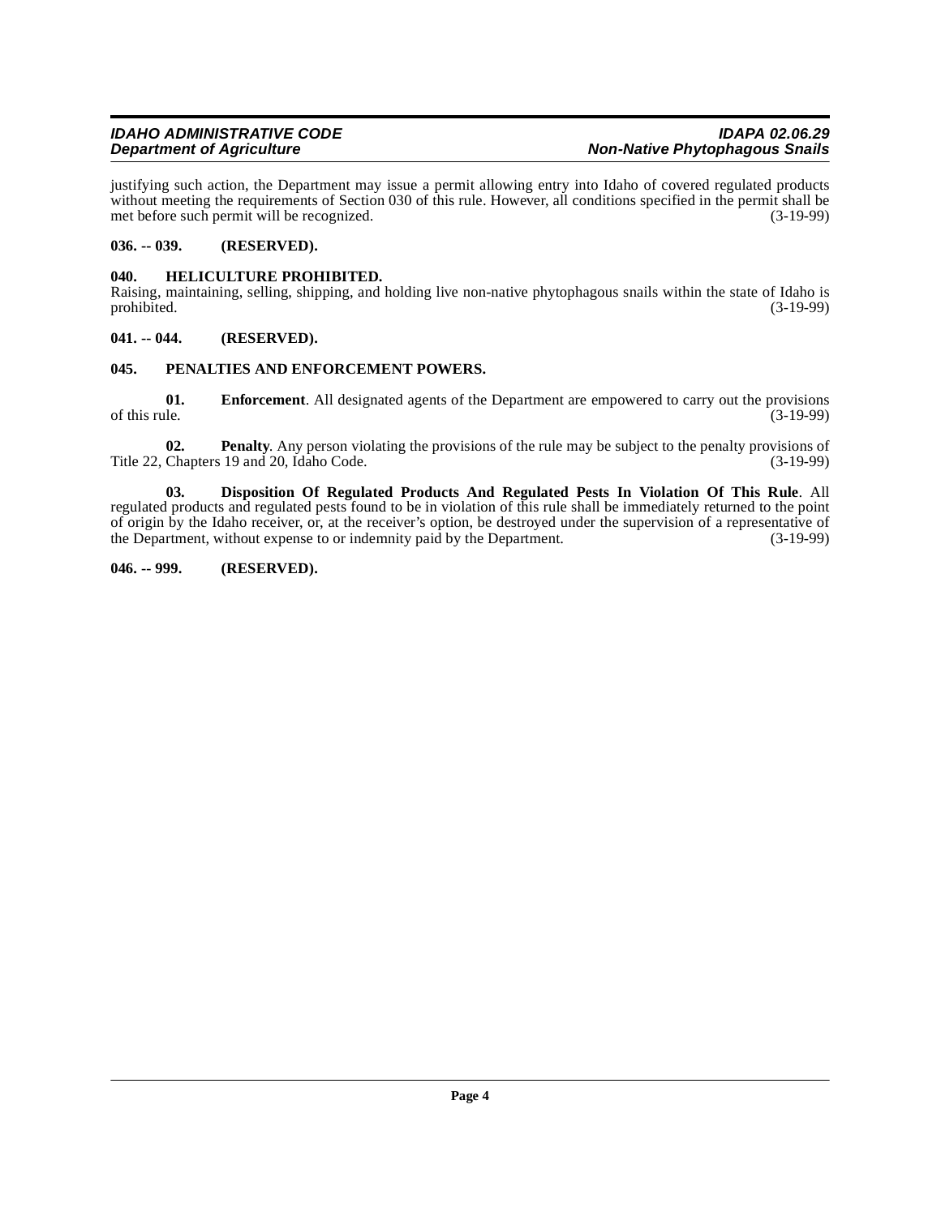justifying such action, the Department may issue a permit allowing entry into Idaho of covered regulated products without meeting the requirements of Section 030 of this rule. However, all conditions specified in the permit shall be met before such permit will be recognized. (3-19-99)

### 036. -- 039. (RESERVED).

### 040. HELICULTURE PROHIBITED.

Raising, maintaining, selling, shipping, and holding live non-native phytophagous snails within the state of Idaho is prohibited. (3-19-99)

### 041. -- 044. (RESERVED).

### 045. PENALTIES AND ENFORCEMENT POWERS.

**01. Enforcement**. All designated agents of the Department are empowered to carry out the provisions of this rule. (3-19-99)

**02. Penalty**. Any person violating the provisions of the rule may be subject to the penalty provisions of Title 22, Chapters 19 and 20, Idaho Code. (3-19-99)

**03. Disposition Of Regulated Products And Regulated Pests In Violation Of This Rule**. All regulated products and regulated pests found to be in violation of this rule shall be immediately returned to the point of origin by the Idaho receiver, or, at the receiver's option, be destroyed under the supervision of a representative of the Department, without expense to or indemnity paid by the Department. (3-19-99)

### 046. -- 999. (RESERVED).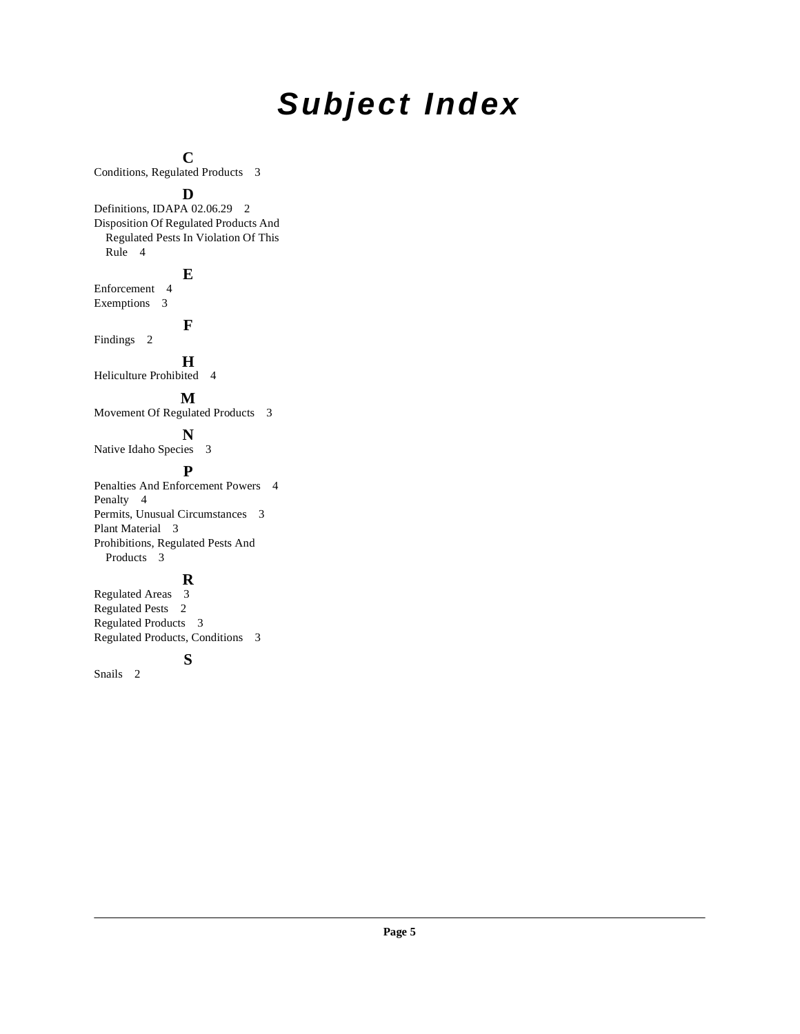# *Subject Index*

**C**

Conditions, Regulated Products 3

**D**

Definitions, IDAPA 02.06.29 2

Disposition Of Regulated Products And Regulated Pests In Violation Of This Rule 4

**E**

Enforcement 4

Exemptions 3

**F**

Findings 2

**H**

Heliculture Prohibited 4

**M**

Movement Of Regulated Products 3

**N**

Native Idaho Species 3

**P**

Penalties And Enforcement Powers 4

Penalty 4

Permits, Unusual Circumstances 3

Plant Material 3

Prohibitions, Regulated Pests And Products 3

**R**

Regulated Areas 3

Regulated Pests 2

Regulated Products 3

Regulated Products, Conditions 3

**S**

Snails 2